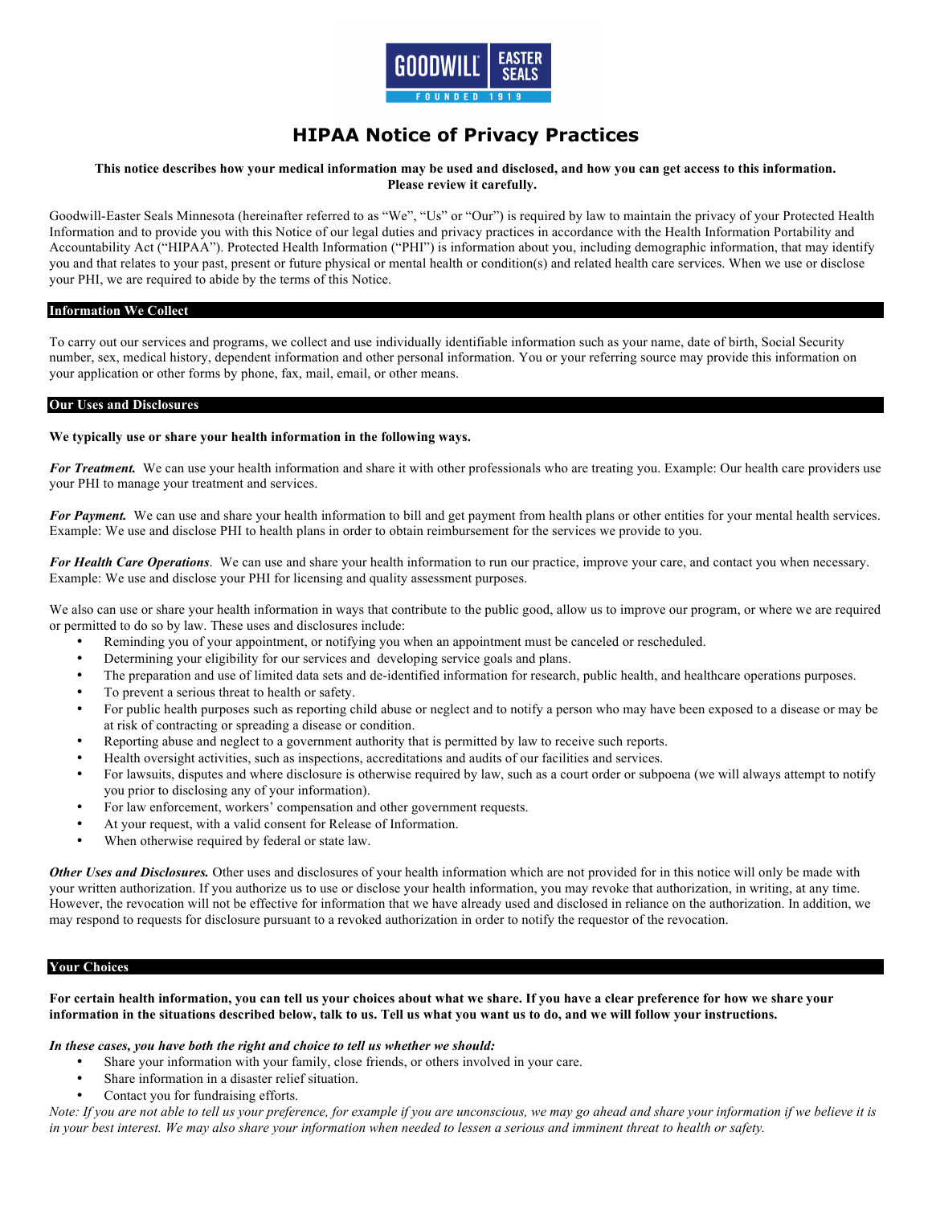# HIPAA Notice of Privacy Practices

**This notice describes how your medical information may be used and disclosed, and how you can get access to this information. Please review it carefully.**

Goodwill-Easter Seals Minnesota (hereinafter referred to as "We", "Us" or "Our") is required by law to maintain the privacy of your Protected Health Information and to provide you with this Notice of our legal duties and privacy practices in accordance with the Health Information Portability and Accountability Act ("HIPAA"). Protected Health Information ("PHI") is information about you, including demographic information, that may identify you and that relates to your past, present or future physical or mental health or condition(s) and related health care services. When we use or disclose your PHI, we are required to abide by the terms of this Notice.

## Information We Collect

To carry out our services and programs, we collect and use individually identifiable information such as your name, date of birth, Social Security number, sex, medical history, dependent information and other personal information. You or your referring source may provide this information on your application or other forms by phone, fax, mail, email, or other means.

## Our Uses and Disclosures

**We typically use or share your health information in the following ways.**

***For Treatment.*** We can use your health information and share it with other professionals who are treating you. Example: Our health care providers use your PHI to manage your treatment and services.

***For Payment.*** We can use and share your health information to bill and get payment from health plans or other entities for your mental health services. Example: We use and disclose PHI to health plans in order to obtain reimbursement for the services we provide to you.

***For Health Care Operations***. We can use and share your health information to run our practice, improve your care, and contact you when necessary. Example: We use and disclose your PHI for licensing and quality assessment purposes.

We also can use or share your health information in ways that contribute to the public good, allow us to improve our program, or where we are required or permitted to do so by law. These uses and disclosures include:

- Reminding you of your appointment, or notifying you when an appointment must be canceled or rescheduled.
- Determining your eligibility for our services and developing service goals and plans.
- The preparation and use of limited data sets and de-identified information for research, public health, and healthcare operations purposes.
- To prevent a serious threat to health or safety.
- For public health purposes such as reporting child abuse or neglect and to notify a person who may have been exposed to a disease or may be at risk of contracting or spreading a disease or condition.
- Reporting abuse and neglect to a government authority that is permitted by law to receive such reports.
- Health oversight activities, such as inspections, accreditations and audits of our facilities and services.
- For lawsuits, disputes and where disclosure is otherwise required by law, such as a court order or subpoena (we will always attempt to notify you prior to disclosing any of your information).
- For law enforcement, workers' compensation and other government requests.
- At your request, with a valid consent for Release of Information.
- When otherwise required by federal or state law.

***Other Uses and Disclosures.*** Other uses and disclosures of your health information which are not provided for in this notice will only be made with your written authorization. If you authorize us to use or disclose your health information, you may revoke that authorization, in writing, at any time. However, the revocation will not be effective for information that we have already used and disclosed in reliance on the authorization. In addition, we may respond to requests for disclosure pursuant to a revoked authorization in order to notify the requestor of the revocation.

## Your Choices

**For certain health information, you can tell us your choices about what we share. If you have a clear preference for how we share your information in the situations described below, talk to us. Tell us what you want us to do, and we will follow your instructions.**

***In these cases, you have both the right and choice to tell us whether we should:***

- Share your information with your family, close friends, or others involved in your care.
- Share information in a disaster relief situation.
- Contact you for fundraising efforts.

*Note: If you are not able to tell us your preference, for example if you are unconscious, we may go ahead and share your information if we believe it is in your best interest. We may also share your information when needed to lessen a serious and imminent threat to health or safety.*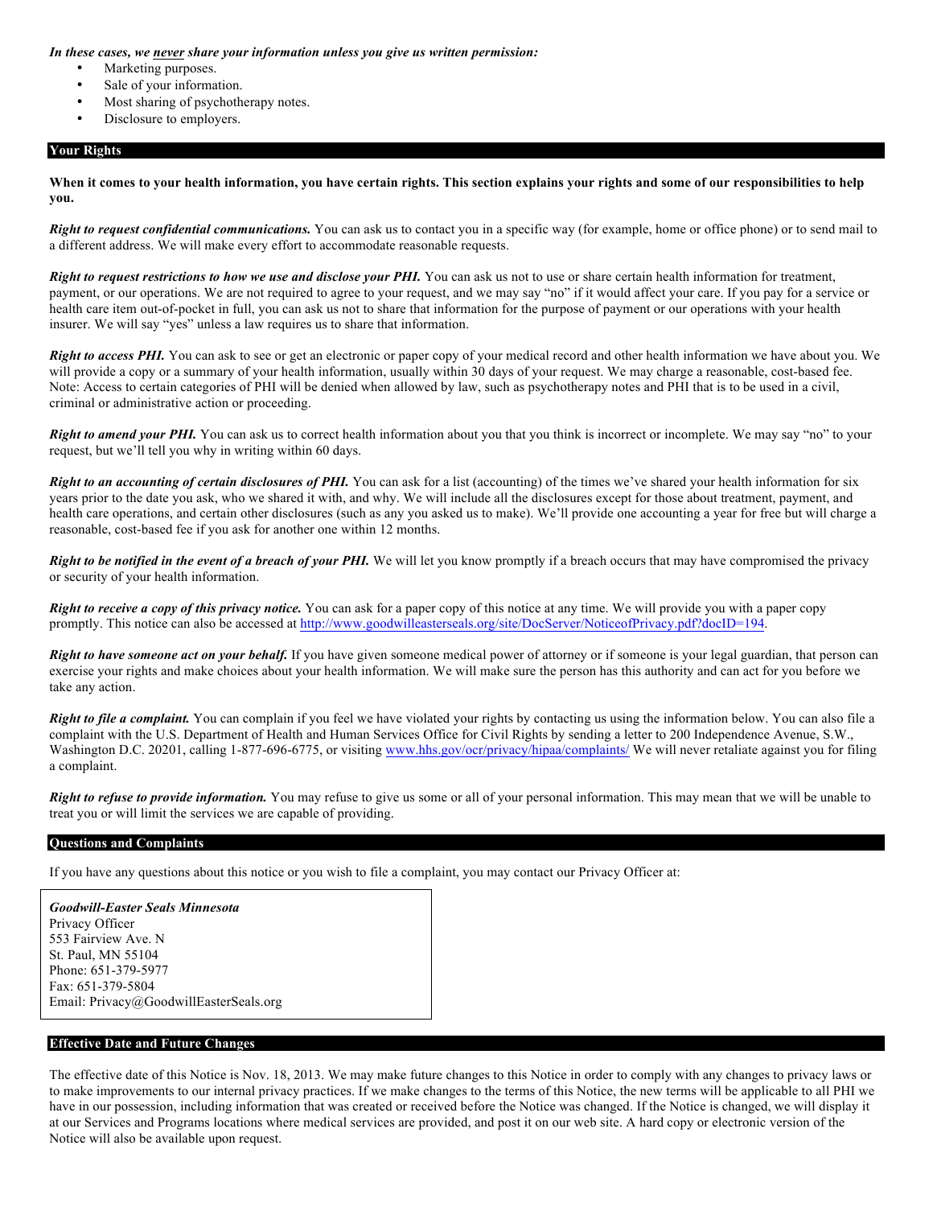***In these cases, we never share your information unless you give us written permission:***

- Marketing purposes.
- Sale of your information.
- Most sharing of psychotherapy notes.
- Disclosure to employers.

## Your Rights

**When it comes to your health information, you have certain rights. This section explains your rights and some of our responsibilities to help you.**

***Right to request confidential communications.*** You can ask us to contact you in a specific way (for example, home or office phone) or to send mail to a different address. We will make every effort to accommodate reasonable requests.

***Right to request restrictions to how we use and disclose your PHI.*** You can ask us not to use or share certain health information for treatment, payment, or our operations. We are not required to agree to your request, and we may say "no" if it would affect your care. If you pay for a service or health care item out-of-pocket in full, you can ask us not to share that information for the purpose of payment or our operations with your health insurer. We will say "yes" unless a law requires us to share that information.

***Right to access PHI.*** You can ask to see or get an electronic or paper copy of your medical record and other health information we have about you. We will provide a copy or a summary of your health information, usually within 30 days of your request. We may charge a reasonable, cost-based fee. Note: Access to certain categories of PHI will be denied when allowed by law, such as psychotherapy notes and PHI that is to be used in a civil, criminal or administrative action or proceeding.

***Right to amend your PHI.*** You can ask us to correct health information about you that you think is incorrect or incomplete. We may say "no" to your request, but we'll tell you why in writing within 60 days.

***Right to an accounting of certain disclosures of PHI.*** You can ask for a list (accounting) of the times we've shared your health information for six years prior to the date you ask, who we shared it with, and why. We will include all the disclosures except for those about treatment, payment, and health care operations, and certain other disclosures (such as any you asked us to make). We'll provide one accounting a year for free but will charge a reasonable, cost-based fee if you ask for another one within 12 months.

***Right to be notified in the event of a breach of your PHI.*** We will let you know promptly if a breach occurs that may have compromised the privacy or security of your health information.

***Right to receive a copy of this privacy notice.*** You can ask for a paper copy of this notice at any time. We will provide you with a paper copy promptly. This notice can also be accessed at http://www.goodwilleasterseals.org/site/DocServer/NoticeofPrivacy.pdf?docID=194.

***Right to have someone act on your behalf.*** If you have given someone medical power of attorney or if someone is your legal guardian, that person can exercise your rights and make choices about your health information. We will make sure the person has this authority and can act for you before we take any action.

***Right to file a complaint.*** You can complain if you feel we have violated your rights by contacting us using the information below. You can also file a complaint with the U.S. Department of Health and Human Services Office for Civil Rights by sending a letter to 200 Independence Avenue, S.W., Washington D.C. 20201, calling 1-877-696-6775, or visiting www.hhs.gov/ocr/privacy/hipaa/complaints/ We will never retaliate against you for filing a complaint.

***Right to refuse to provide information.*** You may refuse to give us some or all of your personal information. This may mean that we will be unable to treat you or will limit the services we are capable of providing.

## Questions and Complaints

If you have any questions about this notice or you wish to file a complaint, you may contact our Privacy Officer at:

***Goodwill-Easter Seals Minnesota***
Privacy Officer
553 Fairview Ave. N
St. Paul, MN 55104
Phone: 651-379-5977
Fax: 651-379-5804
Email: Privacy@GoodwillEasterSeals.org

## Effective Date and Future Changes

The effective date of this Notice is Nov. 18, 2013. We may make future changes to this Notice in order to comply with any changes to privacy laws or to make improvements to our internal privacy practices. If we make changes to the terms of this Notice, the new terms will be applicable to all PHI we have in our possession, including information that was created or received before the Notice was changed. If the Notice is changed, we will display it at our Services and Programs locations where medical services are provided, and post it on our web site. A hard copy or electronic version of the Notice will also be available upon request.